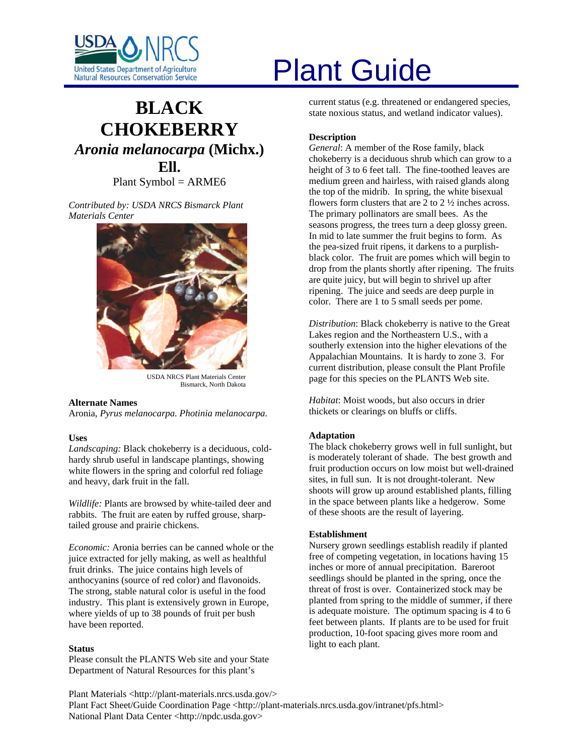# Plant Guide

## BLACK CHOKEBERRY

## *Aronia melanocarpa* (Michx.) Ell.

Plant Symbol = ARME6

*Contributed by: USDA NRCS Bismarck Plant Materials Center*

USDA NRCS Plant Materials Center
Bismarck, North Dakota

### Alternate Names

Aronia, *Pyrus melanocarpa. Photinia melanocarpa.*

### Uses

*Landscaping:* Black chokeberry is a deciduous, cold-hardy shrub useful in landscape plantings, showing white flowers in the spring and colorful red foliage and heavy, dark fruit in the fall.

*Wildlife:* Plants are browsed by white-tailed deer and rabbits. The fruit are eaten by ruffed grouse, sharp-tailed grouse and prairie chickens.

*Economic:* Aronia berries can be canned whole or the juice extracted for jelly making, as well as healthful fruit drinks. The juice contains high levels of anthocyanins (source of red color) and flavonoids. The strong, stable natural color is useful in the food industry. This plant is extensively grown in Europe, where yields of up to 38 pounds of fruit per bush have been reported.

### Status

Please consult the PLANTS Web site and your State Department of Natural Resources for this plant's current status (e.g. threatened or endangered species, state noxious status, and wetland indicator values).

### Description

*General*: A member of the Rose family, black chokeberry is a deciduous shrub which can grow to a height of 3 to 6 feet tall. The fine-toothed leaves are medium green and hairless, with raised glands along the top of the midrib. In spring, the white bisexual flowers form clusters that are 2 to 2 ½ inches across. The primary pollinators are small bees. As the seasons progress, the trees turn a deep glossy green. In mid to late summer the fruit begins to form. As the pea-sized fruit ripens, it darkens to a purplish-black color. The fruit are pomes which will begin to drop from the plants shortly after ripening. The fruits are quite juicy, but will begin to shrivel up after ripening. The juice and seeds are deep purple in color. There are 1 to 5 small seeds per pome.

*Distribution*: Black chokeberry is native to the Great Lakes region and the Northeastern U.S., with a southerly extension into the higher elevations of the Appalachian Mountains. It is hardy to zone 3. For current distribution, please consult the Plant Profile page for this species on the PLANTS Web site.

*Habitat*: Moist woods, but also occurs in drier thickets or clearings on bluffs or cliffs.

### Adaptation

The black chokeberry grows well in full sunlight, but is moderately tolerant of shade. The best growth and fruit production occurs on low moist but well-drained sites, in full sun. It is not drought-tolerant. New shoots will grow up around established plants, filling in the space between plants like a hedgerow. Some of these shoots are the result of layering.

### Establishment

Nursery grown seedlings establish readily if planted free of competing vegetation, in locations having 15 inches or more of annual precipitation. Bareroot seedlings should be planted in the spring, once the threat of frost is over. Containerized stock may be planted from spring to the middle of summer, if there is adequate moisture. The optimum spacing is 4 to 6 feet between plants. If plants are to be used for fruit production, 10-foot spacing gives more room and light to each plant.

Plant Materials <http://plant-materials.nrcs.usda.gov/>
Plant Fact Sheet/Guide Coordination Page <http://plant-materials.nrcs.usda.gov/intranet/pfs.html>
National Plant Data Center <http://npdc.usda.gov>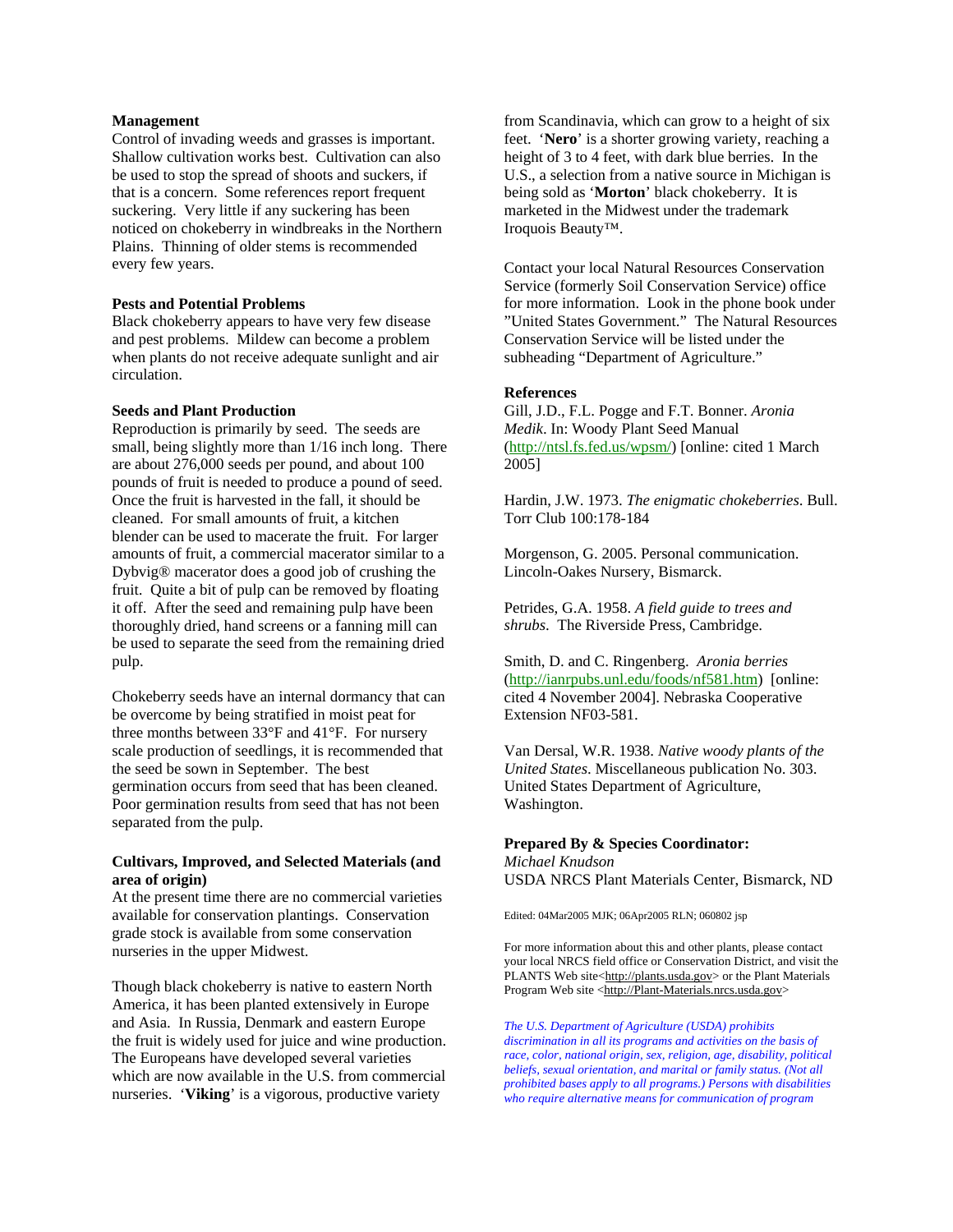**Management**
Control of invading weeds and grasses is important. Shallow cultivation works best. Cultivation can also be used to stop the spread of shoots and suckers, if that is a concern. Some references report frequent suckering. Very little if any suckering has been noticed on chokeberry in windbreaks in the Northern Plains. Thinning of older stems is recommended every few years.

**Pests and Potential Problems**
Black chokeberry appears to have very few disease and pest problems. Mildew can become a problem when plants do not receive adequate sunlight and air circulation.

**Seeds and Plant Production**
Reproduction is primarily by seed. The seeds are small, being slightly more than 1/16 inch long. There are about 276,000 seeds per pound, and about 100 pounds of fruit is needed to produce a pound of seed. Once the fruit is harvested in the fall, it should be cleaned. For small amounts of fruit, a kitchen blender can be used to macerate the fruit. For larger amounts of fruit, a commercial macerator similar to a Dybvig® macerator does a good job of crushing the fruit. Quite a bit of pulp can be removed by floating it off. After the seed and remaining pulp have been thoroughly dried, hand screens or a fanning mill can be used to separate the seed from the remaining dried pulp.

Chokeberry seeds have an internal dormancy that can be overcome by being stratified in moist peat for three months between 33°F and 41°F. For nursery scale production of seedlings, it is recommended that the seed be sown in September. The best germination occurs from seed that has been cleaned. Poor germination results from seed that has not been separated from the pulp.

**Cultivars, Improved, and Selected Materials (and area of origin)**
At the present time there are no commercial varieties available for conservation plantings. Conservation grade stock is available from some conservation nurseries in the upper Midwest.

Though black chokeberry is native to eastern North America, it has been planted extensively in Europe and Asia. In Russia, Denmark and eastern Europe the fruit is widely used for juice and wine production. The Europeans have developed several varieties which are now available in the U.S. from commercial nurseries. '**Viking**' is a vigorous, productive variety from Scandinavia, which can grow to a height of six feet. '**Nero**' is a shorter growing variety, reaching a height of 3 to 4 feet, with dark blue berries. In the U.S., a selection from a native source in Michigan is being sold as '**Morton**' black chokeberry. It is marketed in the Midwest under the trademark Iroquois Beauty™.

Contact your local Natural Resources Conservation Service (formerly Soil Conservation Service) office for more information. Look in the phone book under "United States Government." The Natural Resources Conservation Service will be listed under the subheading "Department of Agriculture."

**References**
Gill, J.D., F.L. Pogge and F.T. Bonner. *Aronia Medik*. In: Woody Plant Seed Manual (http://ntsl.fs.fed.us/wpsm/) [online: cited 1 March 2005]

Hardin, J.W. 1973. *The enigmatic chokeberries*. Bull. Torr Club 100:178-184

Morgenson, G. 2005. Personal communication. Lincoln-Oakes Nursery, Bismarck.

Petrides, G.A. 1958. *A field guide to trees and shrubs*. The Riverside Press, Cambridge.

Smith, D. and C. Ringenberg. *Aronia berries* (http://ianrpubs.unl.edu/foods/nf581.htm) [online: cited 4 November 2004]. Nebraska Cooperative Extension NF03-581.

Van Dersal, W.R. 1938. *Native woody plants of the United States*. Miscellaneous publication No. 303. United States Department of Agriculture, Washington.

**Prepared By & Species Coordinator:**
*Michael Knudson*
USDA NRCS Plant Materials Center, Bismarck, ND

Edited: 04Mar2005 MJK; 06Apr2005 RLN; 060802 jsp

For more information about this and other plants, please contact your local NRCS field office or Conservation District, and visit the PLANTS Web site<http://plants.usda.gov> or the Plant Materials Program Web site <http://Plant-Materials.nrcs.usda.gov>

*The U.S. Department of Agriculture (USDA) prohibits discrimination in all its programs and activities on the basis of race, color, national origin, sex, religion, age, disability, political beliefs, sexual orientation, and marital or family status. (Not all prohibited bases apply to all programs.) Persons with disabilities who require alternative means for communication of program*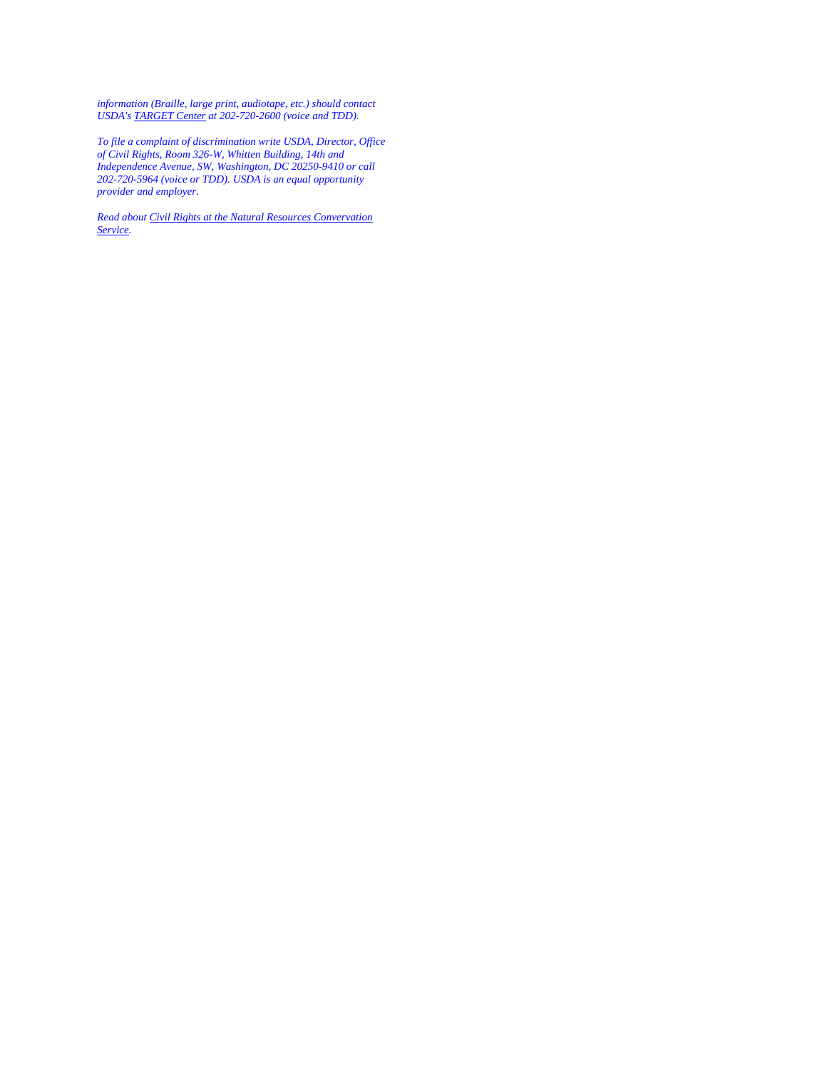*information (Braille, large print, audiotape, etc.) should contact USDA's TARGET Center at 202-720-2600 (voice and TDD).*

*To file a complaint of discrimination write USDA, Director, Office of Civil Rights, Room 326-W, Whitten Building, 14th and Independence Avenue, SW, Washington, DC 20250-9410 or call 202-720-5964 (voice or TDD). USDA is an equal opportunity provider and employer.*

*Read about Civil Rights at the Natural Resources Convervation Service.*